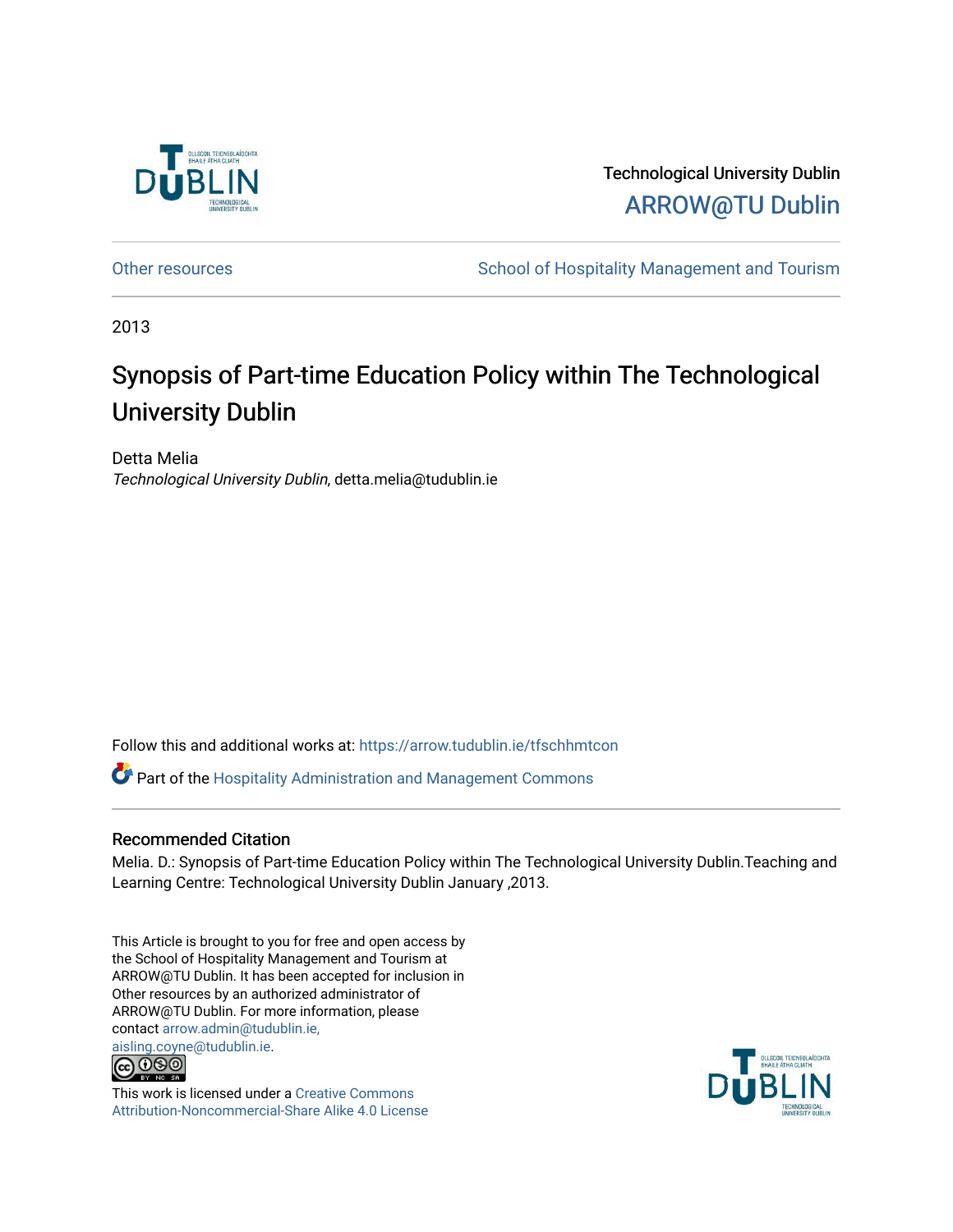Technological University Dublin

ARROW@TU Dublin

Other resources — School of Hospitality Management and Tourism

2013

# Synopsis of Part-time Education Policy within The Technological University Dublin

Detta Melia
*Technological University Dublin*, detta.melia@tudublin.ie

Follow this and additional works at: https://arrow.tudublin.ie/tfschhmtcon

Part of the Hospitality Administration and Management Commons

## Recommended Citation

Melia. D.: Synopsis of Part-time Education Policy within The Technological University Dublin.Teaching and Learning Centre: Technological University Dublin January ,2013.

This Article is brought to you for free and open access by the School of Hospitality Management and Tourism at ARROW@TU Dublin. It has been accepted for inclusion in Other resources by an authorized administrator of ARROW@TU Dublin. For more information, please contact arrow.admin@tudublin.ie, aisling.coyne@tudublin.ie.

This work is licensed under a Creative Commons Attribution-Noncommercial-Share Alike 4.0 License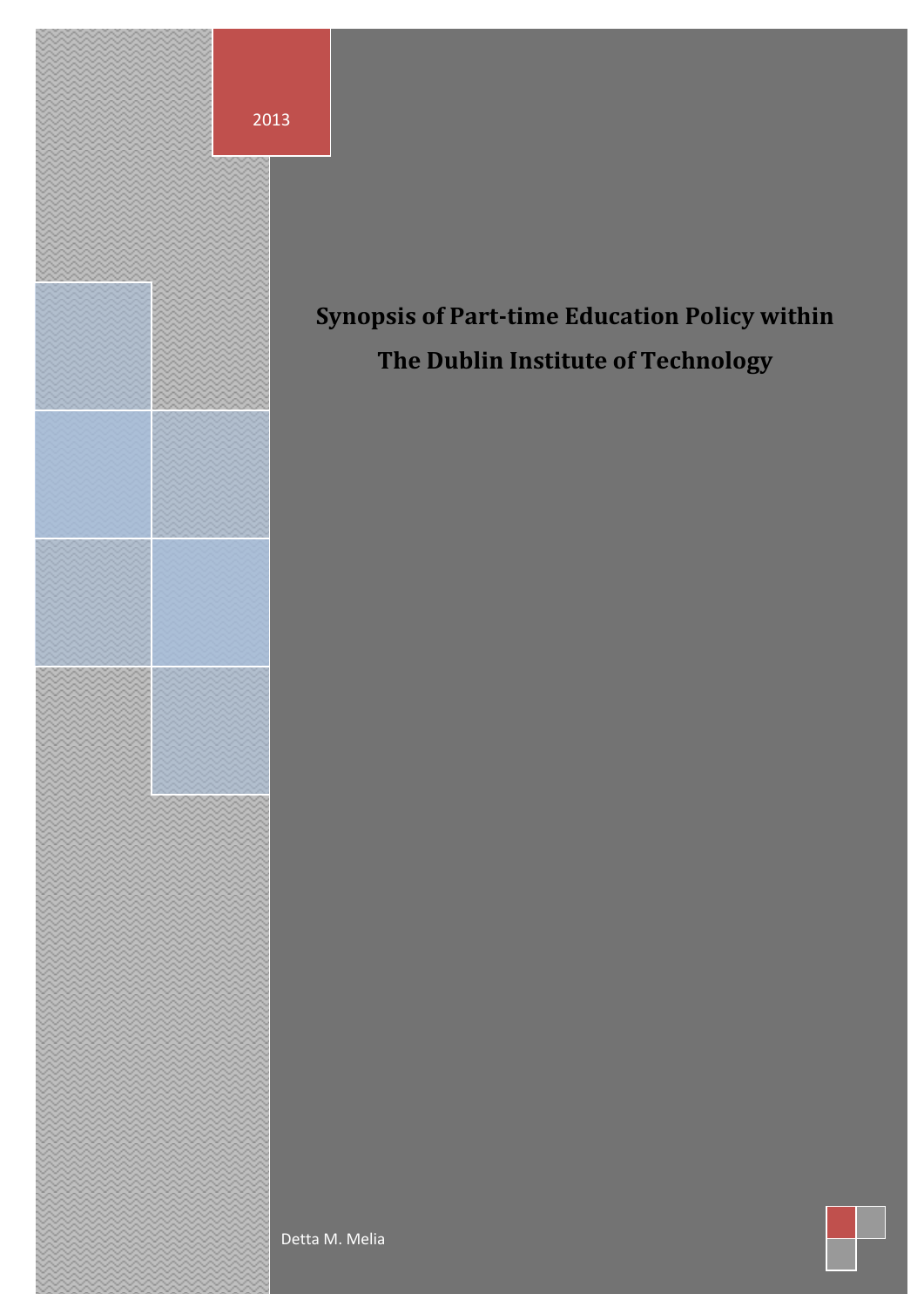2013

# Synopsis of Part-time Education Policy within The Dublin Institute of Technology

Detta M. Melia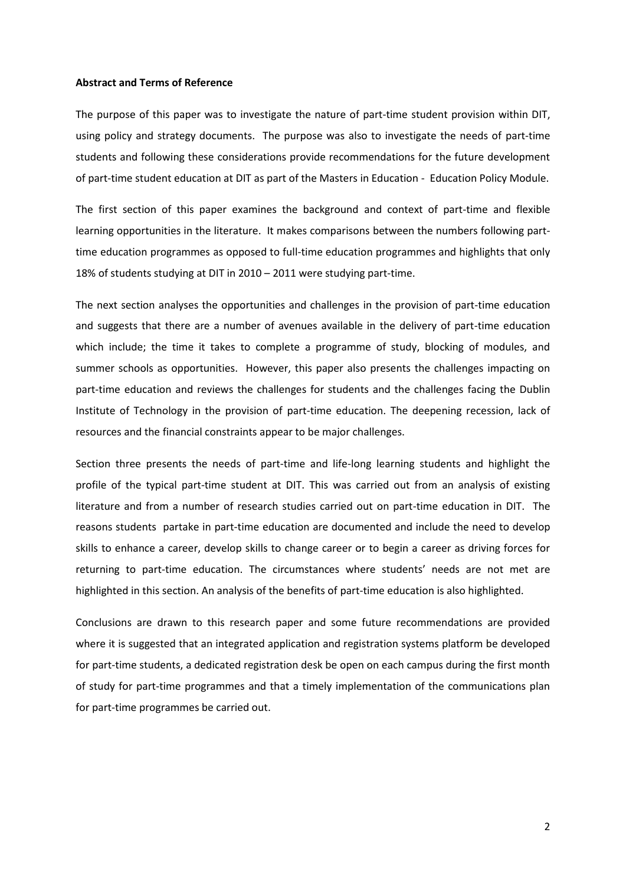**Abstract and Terms of Reference**

The purpose of this paper was to investigate the nature of part-time student provision within DIT, using policy and strategy documents. The purpose was also to investigate the needs of part-time students and following these considerations provide recommendations for the future development of part-time student education at DIT as part of the Masters in Education - Education Policy Module.

The first section of this paper examines the background and context of part-time and flexible learning opportunities in the literature. It makes comparisons between the numbers following part-time education programmes as opposed to full-time education programmes and highlights that only 18% of students studying at DIT in 2010 – 2011 were studying part-time.

The next section analyses the opportunities and challenges in the provision of part-time education and suggests that there are a number of avenues available in the delivery of part-time education which include; the time it takes to complete a programme of study, blocking of modules, and summer schools as opportunities. However, this paper also presents the challenges impacting on part-time education and reviews the challenges for students and the challenges facing the Dublin Institute of Technology in the provision of part-time education. The deepening recession, lack of resources and the financial constraints appear to be major challenges.

Section three presents the needs of part-time and life-long learning students and highlight the profile of the typical part-time student at DIT. This was carried out from an analysis of existing literature and from a number of research studies carried out on part-time education in DIT. The reasons students partake in part-time education are documented and include the need to develop skills to enhance a career, develop skills to change career or to begin a career as driving forces for returning to part-time education. The circumstances where students' needs are not met are highlighted in this section. An analysis of the benefits of part-time education is also highlighted.

Conclusions are drawn to this research paper and some future recommendations are provided where it is suggested that an integrated application and registration systems platform be developed for part-time students, a dedicated registration desk be open on each campus during the first month of study for part-time programmes and that a timely implementation of the communications plan for part-time programmes be carried out.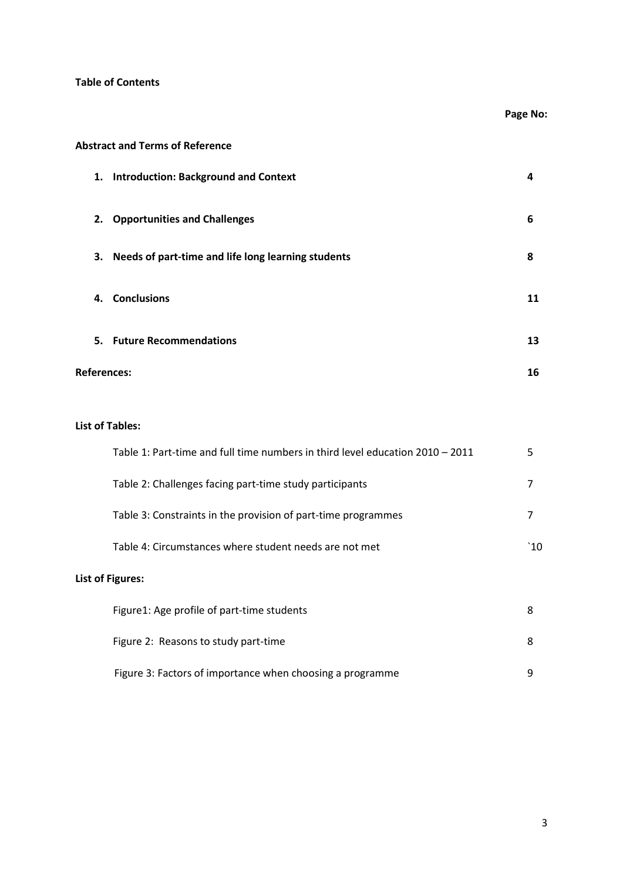**Table of Contents**

| | Page No: |
|---|---|
| **Abstract and Terms of Reference** | |
| **1. Introduction: Background and Context** | **4** |
| **2. Opportunities and Challenges** | **6** |
| **3. Needs of part-time and life long learning students** | **8** |
| **4. Conclusions** | **11** |
| **5. Future Recommendations** | **13** |
| **References:** | **16** |

**List of Tables:**

| | |
|---|---|
| Table 1: Part-time and full time numbers in third level education 2010 – 2011 | 5 |
| Table 2: Challenges facing part-time study participants | 7 |
| Table 3: Constraints in the provision of part-time programmes | 7 |
| Table 4: Circumstances where student needs are not met | `10 |

**List of Figures:**

| | |
|---|---|
| Figure1: Age profile of part-time students | 8 |
| Figure 2: Reasons to study part-time | 8 |
| Figure 3: Factors of importance when choosing a programme | 9 |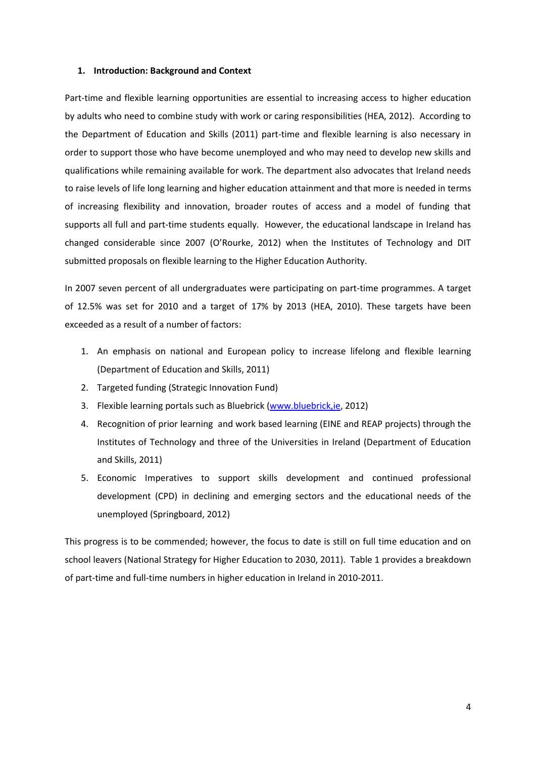## 1. Introduction: Background and Context

Part-time and flexible learning opportunities are essential to increasing access to higher education by adults who need to combine study with work or caring responsibilities (HEA, 2012). According to the Department of Education and Skills (2011) part-time and flexible learning is also necessary in order to support those who have become unemployed and who may need to develop new skills and qualifications while remaining available for work. The department also advocates that Ireland needs to raise levels of life long learning and higher education attainment and that more is needed in terms of increasing flexibility and innovation, broader routes of access and a model of funding that supports all full and part-time students equally. However, the educational landscape in Ireland has changed considerable since 2007 (O'Rourke, 2012) when the Institutes of Technology and DIT submitted proposals on flexible learning to the Higher Education Authority.

In 2007 seven percent of all undergraduates were participating on part-time programmes. A target of 12.5% was set for 2010 and a target of 17% by 2013 (HEA, 2010). These targets have been exceeded as a result of a number of factors:

1. An emphasis on national and European policy to increase lifelong and flexible learning (Department of Education and Skills, 2011)
2. Targeted funding (Strategic Innovation Fund)
3. Flexible learning portals such as Bluebrick (www.bluebrick,ie, 2012)
4. Recognition of prior learning and work based learning (EINE and REAP projects) through the Institutes of Technology and three of the Universities in Ireland (Department of Education and Skills, 2011)
5. Economic Imperatives to support skills development and continued professional development (CPD) in declining and emerging sectors and the educational needs of the unemployed (Springboard, 2012)

This progress is to be commended; however, the focus to date is still on full time education and on school leavers (National Strategy for Higher Education to 2030, 2011). Table 1 provides a breakdown of part-time and full-time numbers in higher education in Ireland in 2010-2011.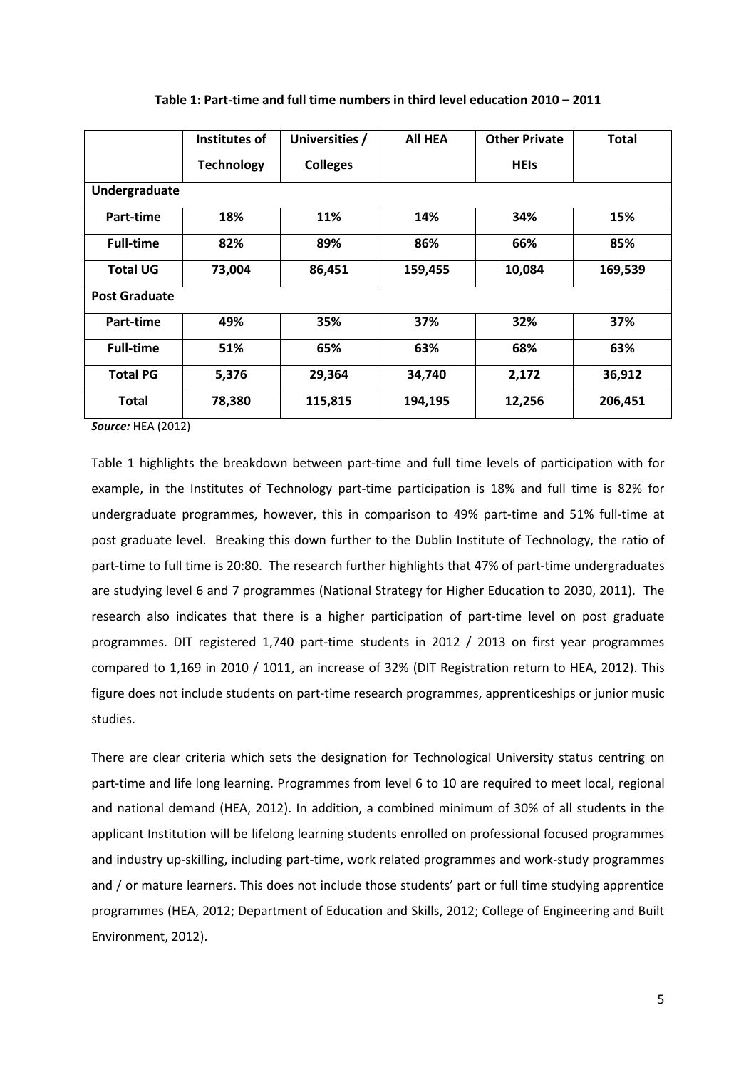**Table 1: Part-time and full time numbers in third level education 2010 – 2011**

| | Institutes of Technology | Universities / Colleges | All HEA | Other Private HEIs | Total |
|---|---|---|---|---|---|
| **Undergraduate** | | | | | |
| **Part-time** | **18%** | **11%** | **14%** | **34%** | **15%** |
| **Full-time** | **82%** | **89%** | **86%** | **66%** | **85%** |
| **Total UG** | **73,004** | **86,451** | **159,455** | **10,084** | **169,539** |
| **Post Graduate** | | | | | |
| **Part-time** | **49%** | **35%** | **37%** | **32%** | **37%** |
| **Full-time** | **51%** | **65%** | **63%** | **68%** | **63%** |
| **Total PG** | **5,376** | **29,364** | **34,740** | **2,172** | **36,912** |
| **Total** | **78,380** | **115,815** | **194,195** | **12,256** | **206,451** |

***Source:*** HEA (2012)

Table 1 highlights the breakdown between part-time and full time levels of participation with for example, in the Institutes of Technology part-time participation is 18% and full time is 82% for undergraduate programmes, however, this in comparison to 49% part-time and 51% full-time at post graduate level. Breaking this down further to the Dublin Institute of Technology, the ratio of part-time to full time is 20:80. The research further highlights that 47% of part-time undergraduates are studying level 6 and 7 programmes (National Strategy for Higher Education to 2030, 2011). The research also indicates that there is a higher participation of part-time level on post graduate programmes. DIT registered 1,740 part-time students in 2012 / 2013 on first year programmes compared to 1,169 in 2010 / 1011, an increase of 32% (DIT Registration return to HEA, 2012). This figure does not include students on part-time research programmes, apprenticeships or junior music studies.

There are clear criteria which sets the designation for Technological University status centring on part-time and life long learning. Programmes from level 6 to 10 are required to meet local, regional and national demand (HEA, 2012). In addition, a combined minimum of 30% of all students in the applicant Institution will be lifelong learning students enrolled on professional focused programmes and industry up-skilling, including part-time, work related programmes and work-study programmes and / or mature learners. This does not include those students' part or full time studying apprentice programmes (HEA, 2012; Department of Education and Skills, 2012; College of Engineering and Built Environment, 2012).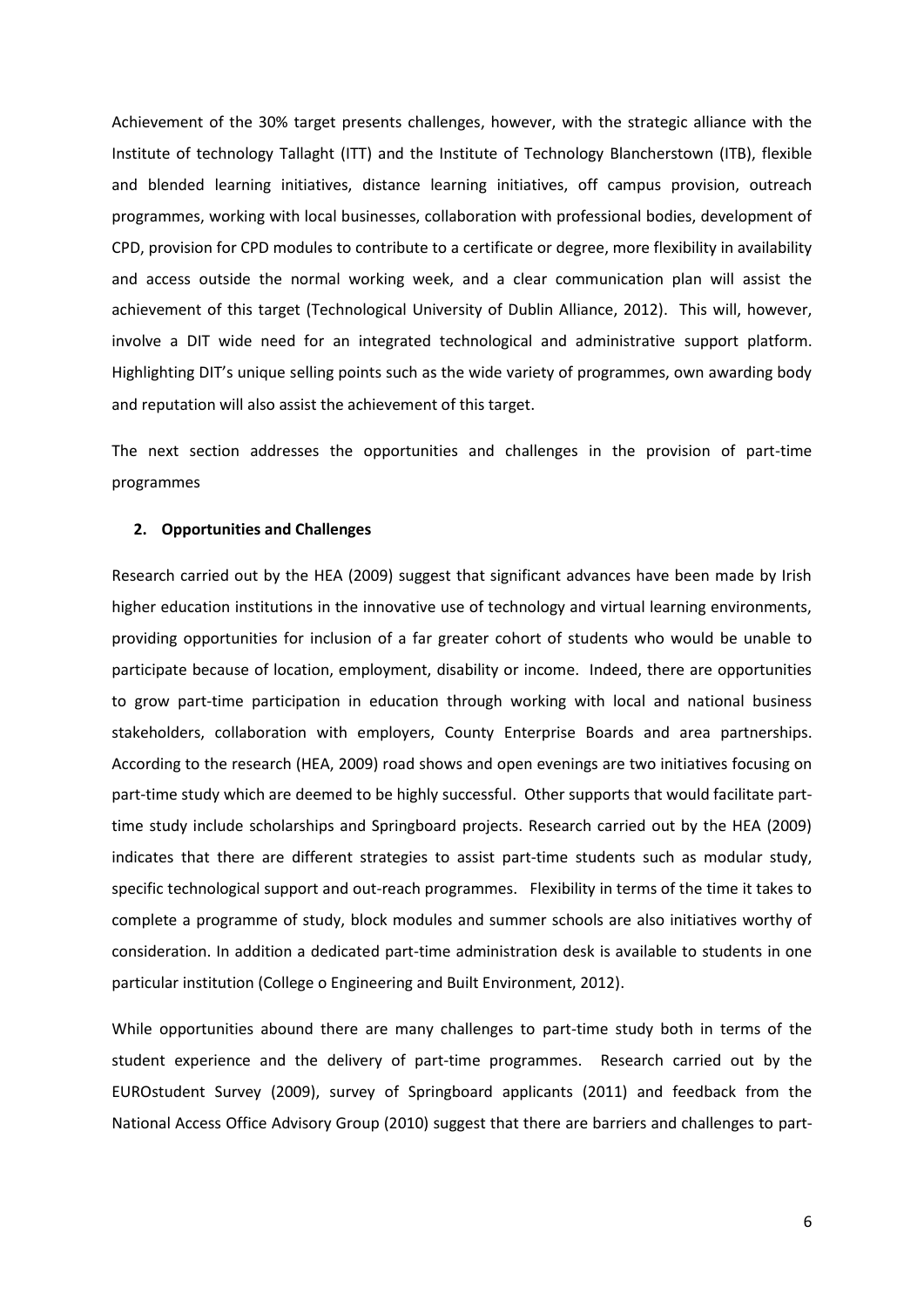Achievement of the 30% target presents challenges, however, with the strategic alliance with the Institute of technology Tallaght (ITT) and the Institute of Technology Blancherstown (ITB), flexible and blended learning initiatives, distance learning initiatives, off campus provision, outreach programmes, working with local businesses, collaboration with professional bodies, development of CPD, provision for CPD modules to contribute to a certificate or degree, more flexibility in availability and access outside the normal working week, and a clear communication plan will assist the achievement of this target (Technological University of Dublin Alliance, 2012). This will, however, involve a DIT wide need for an integrated technological and administrative support platform. Highlighting DIT's unique selling points such as the wide variety of programmes, own awarding body and reputation will also assist the achievement of this target.

The next section addresses the opportunities and challenges in the provision of part-time programmes

## 2. Opportunities and Challenges

Research carried out by the HEA (2009) suggest that significant advances have been made by Irish higher education institutions in the innovative use of technology and virtual learning environments, providing opportunities for inclusion of a far greater cohort of students who would be unable to participate because of location, employment, disability or income. Indeed, there are opportunities to grow part-time participation in education through working with local and national business stakeholders, collaboration with employers, County Enterprise Boards and area partnerships. According to the research (HEA, 2009) road shows and open evenings are two initiatives focusing on part-time study which are deemed to be highly successful. Other supports that would facilitate part-time study include scholarships and Springboard projects. Research carried out by the HEA (2009) indicates that there are different strategies to assist part-time students such as modular study, specific technological support and out-reach programmes. Flexibility in terms of the time it takes to complete a programme of study, block modules and summer schools are also initiatives worthy of consideration. In addition a dedicated part-time administration desk is available to students in one particular institution (College o Engineering and Built Environment, 2012).

While opportunities abound there are many challenges to part-time study both in terms of the student experience and the delivery of part-time programmes. Research carried out by the EUROstudent Survey (2009), survey of Springboard applicants (2011) and feedback from the National Access Office Advisory Group (2010) suggest that there are barriers and challenges to part-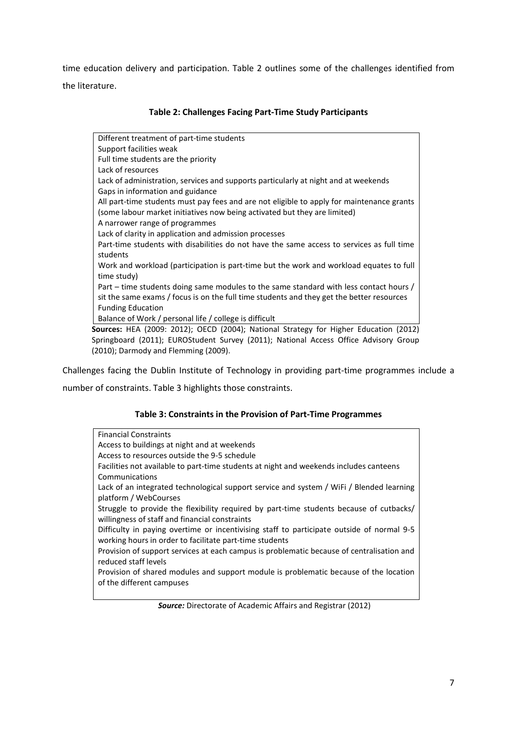time education delivery and participation. Table 2 outlines some of the challenges identified from the literature.

**Table 2: Challenges Facing Part-Time Study Participants**

| |
|---|
| Different treatment of part-time students |
| Support facilities weak |
| Full time students are the priority |
| Lack of resources |
| Lack of administration, services and supports particularly at night and at weekends |
| Gaps in information and guidance |
| All part-time students must pay fees and are not eligible to apply for maintenance grants (some labour market initiatives now being activated but they are limited) |
| A narrower range of programmes |
| Lack of clarity in application and admission processes |
| Part-time students with disabilities do not have the same access to services as full time students |
| Work and workload (participation is part-time but the work and workload equates to full time study) |
| Part – time students doing same modules to the same standard with less contact hours / sit the same exams / focus is on the full time students and they get the better resources |
| Funding Education |
| Balance of Work / personal life / college is difficult |

**Sources:** HEA (2009: 2012); OECD (2004); National Strategy for Higher Education (2012) Springboard (2011); EUROStudent Survey (2011); National Access Office Advisory Group (2010); Darmody and Flemming (2009).

Challenges facing the Dublin Institute of Technology in providing part-time programmes include a number of constraints. Table 3 highlights those constraints.

**Table 3: Constraints in the Provision of Part-Time Programmes**

| |
|---|
| Financial Constraints |
| Access to buildings at night and at weekends |
| Access to resources outside the 9-5 schedule |
| Facilities not available to part-time students at night and weekends includes canteens |
| Communications |
| Lack of an integrated technological support service and system / WiFi / Blended learning platform / WebCourses |
| Struggle to provide the flexibility required by part-time students because of cutbacks/ willingness of staff and financial constraints |
| Difficulty in paying overtime or incentivising staff to participate outside of normal 9-5 working hours in order to facilitate part-time students |
| Provision of support services at each campus is problematic because of centralisation and reduced staff levels |
| Provision of shared modules and support module is problematic because of the location of the different campuses |

***Source:*** Directorate of Academic Affairs and Registrar (2012)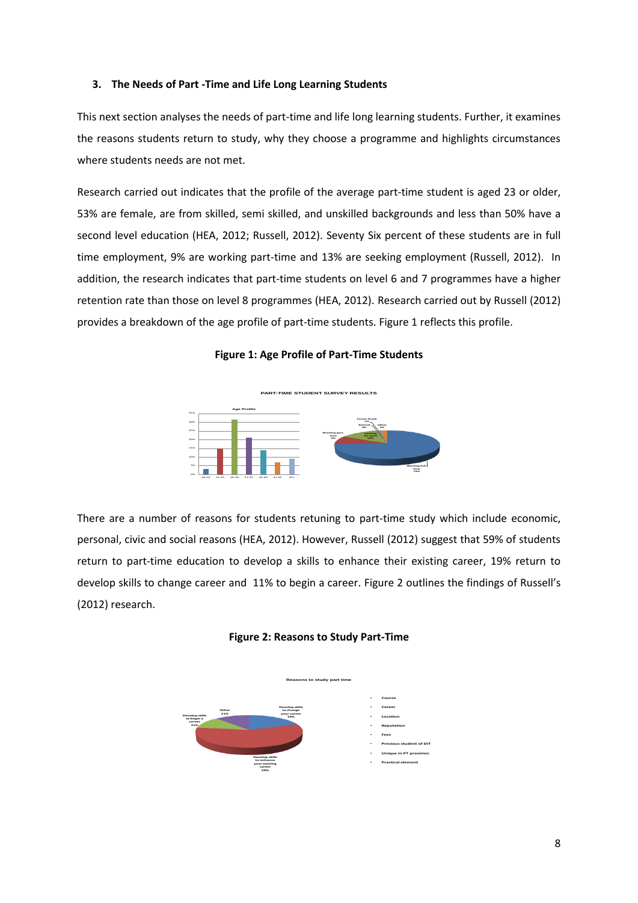### 3. The Needs of Part -Time and Life Long Learning Students

This next section analyses the needs of part-time and life long learning students. Further, it examines the reasons students return to study, why they choose a programme and highlights circumstances where students needs are not met.

Research carried out indicates that the profile of the average part-time student is aged 23 or older, 53% are female, are from skilled, semi skilled, and unskilled backgrounds and less than 50% have a second level education (HEA, 2012; Russell, 2012). Seventy Six percent of these students are in full time employment, 9% are working part-time and 13% are seeking employment (Russell, 2012). In addition, the research indicates that part-time students on level 6 and 7 programmes have a higher retention rate than those on level 8 programmes (HEA, 2012). Research carried out by Russell (2012) provides a breakdown of the age profile of part-time students. Figure 1 reflects this profile.

**Figure 1: Age Profile of Part-Time Students**

There are a number of reasons for students retuning to part-time study which include economic, personal, civic and social reasons (HEA, 2012). However, Russell (2012) suggest that 59% of students return to part-time education to develop a skills to enhance their existing career, 19% return to develop skills to change career and 11% to begin a career. Figure 2 outlines the findings of Russell's (2012) research.

**Figure 2: Reasons to Study Part-Time**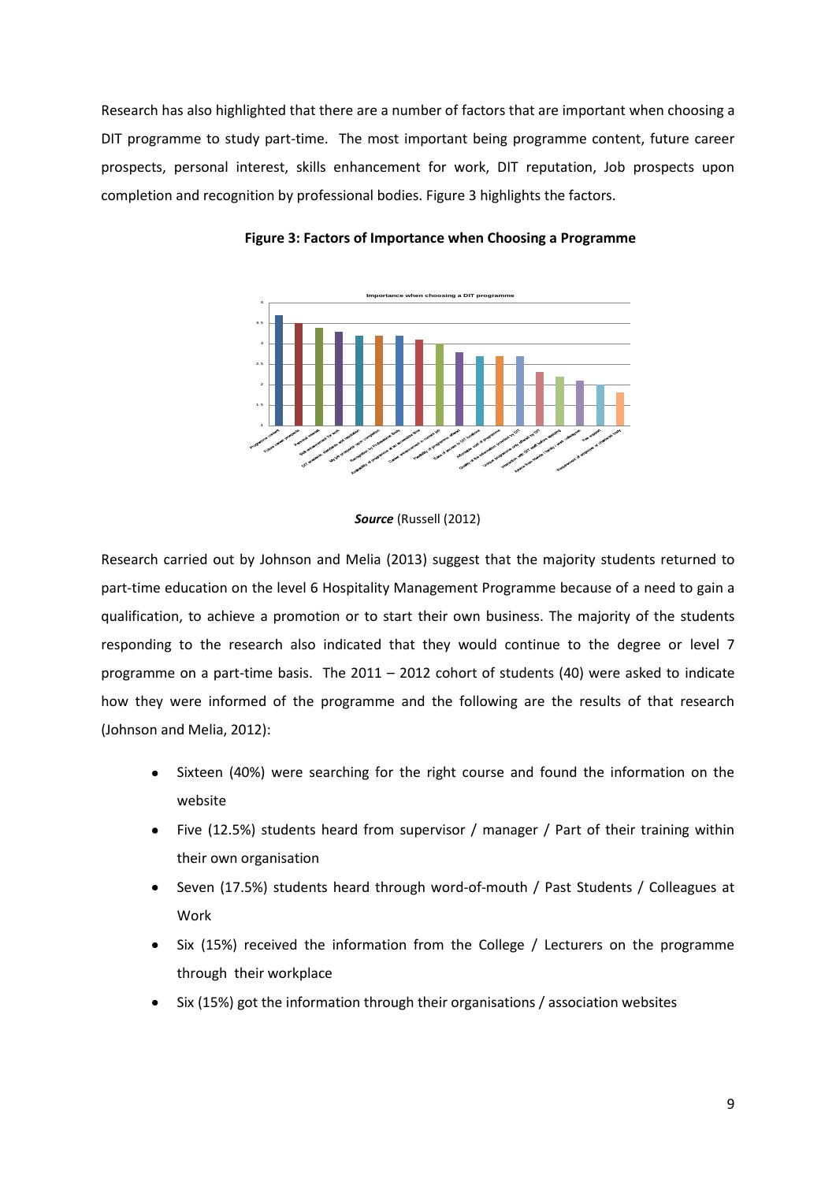Research has also highlighted that there are a number of factors that are important when choosing a DIT programme to study part-time. The most important being programme content, future career prospects, personal interest, skills enhancement for work, DIT reputation, Job prospects upon completion and recognition by professional bodies. Figure 3 highlights the factors.

**Figure 3: Factors of Importance when Choosing a Programme**

***Source*** (Russell (2012)

Research carried out by Johnson and Melia (2013) suggest that the majority students returned to part-time education on the level 6 Hospitality Management Programme because of a need to gain a qualification, to achieve a promotion or to start their own business. The majority of the students responding to the research also indicated that they would continue to the degree or level 7 programme on a part-time basis. The 2011 – 2012 cohort of students (40) were asked to indicate how they were informed of the programme and the following are the results of that research (Johnson and Melia, 2012):

- Sixteen (40%) were searching for the right course and found the information on the website
- Five (12.5%) students heard from supervisor / manager / Part of their training within their own organisation
- Seven (17.5%) students heard through word-of-mouth / Past Students / Colleagues at Work
- Six (15%) received the information from the College / Lecturers on the programme through their workplace
- Six (15%) got the information through their organisations / association websites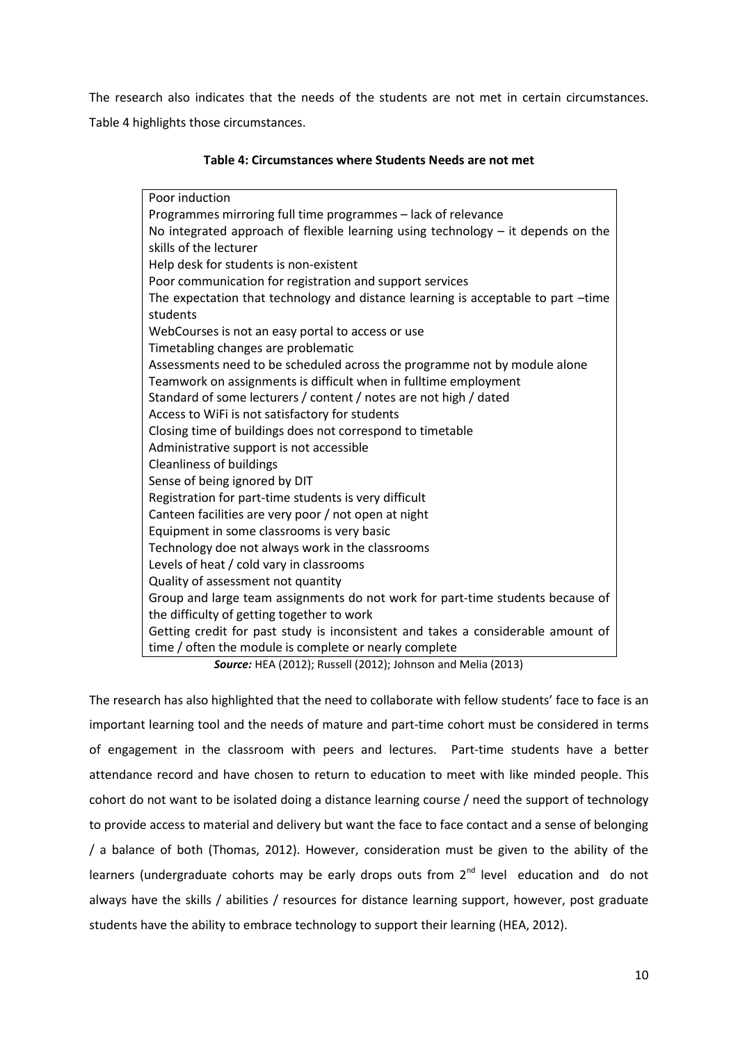The research also indicates that the needs of the students are not met in certain circumstances. Table 4 highlights those circumstances.

**Table 4: Circumstances where Students Needs are not met**

| Circumstances |
|---|
| Poor induction |
| Programmes mirroring full time programmes – lack of relevance |
| No integrated approach of flexible learning using technology – it depends on the skills of the lecturer |
| Help desk for students is non-existent |
| Poor communication for registration and support services |
| The expectation that technology and distance learning is acceptable to part –time students |
| WebCourses is not an easy portal to access or use |
| Timetabling changes are problematic |
| Assessments need to be scheduled across the programme not by module alone |
| Teamwork on assignments is difficult when in fulltime employment |
| Standard of some lecturers / content / notes are not high / dated |
| Access to WiFi is not satisfactory for students |
| Closing time of buildings does not correspond to timetable |
| Administrative support is not accessible |
| Cleanliness of buildings |
| Sense of being ignored by DIT |
| Registration for part-time students is very difficult |
| Canteen facilities are very poor / not open at night |
| Equipment in some classrooms is very basic |
| Technology doe not always work in the classrooms |
| Levels of heat / cold vary in classrooms |
| Quality of assessment not quantity |
| Group and large team assignments do not work for part-time students because of the difficulty of getting together to work |
| Getting credit for past study is inconsistent and takes a considerable amount of time / often the module is complete or nearly complete |

***Source:*** HEA (2012); Russell (2012); Johnson and Melia (2013)

The research has also highlighted that the need to collaborate with fellow students' face to face is an important learning tool and the needs of mature and part-time cohort must be considered in terms of engagement in the classroom with peers and lectures. Part-time students have a better attendance record and have chosen to return to education to meet with like minded people. This cohort do not want to be isolated doing a distance learning course / need the support of technology to provide access to material and delivery but want the face to face contact and a sense of belonging / a balance of both (Thomas, 2012). However, consideration must be given to the ability of the learners (undergraduate cohorts may be early drops outs from 2nd level education and do not always have the skills / abilities / resources for distance learning support, however, post graduate students have the ability to embrace technology to support their learning (HEA, 2012).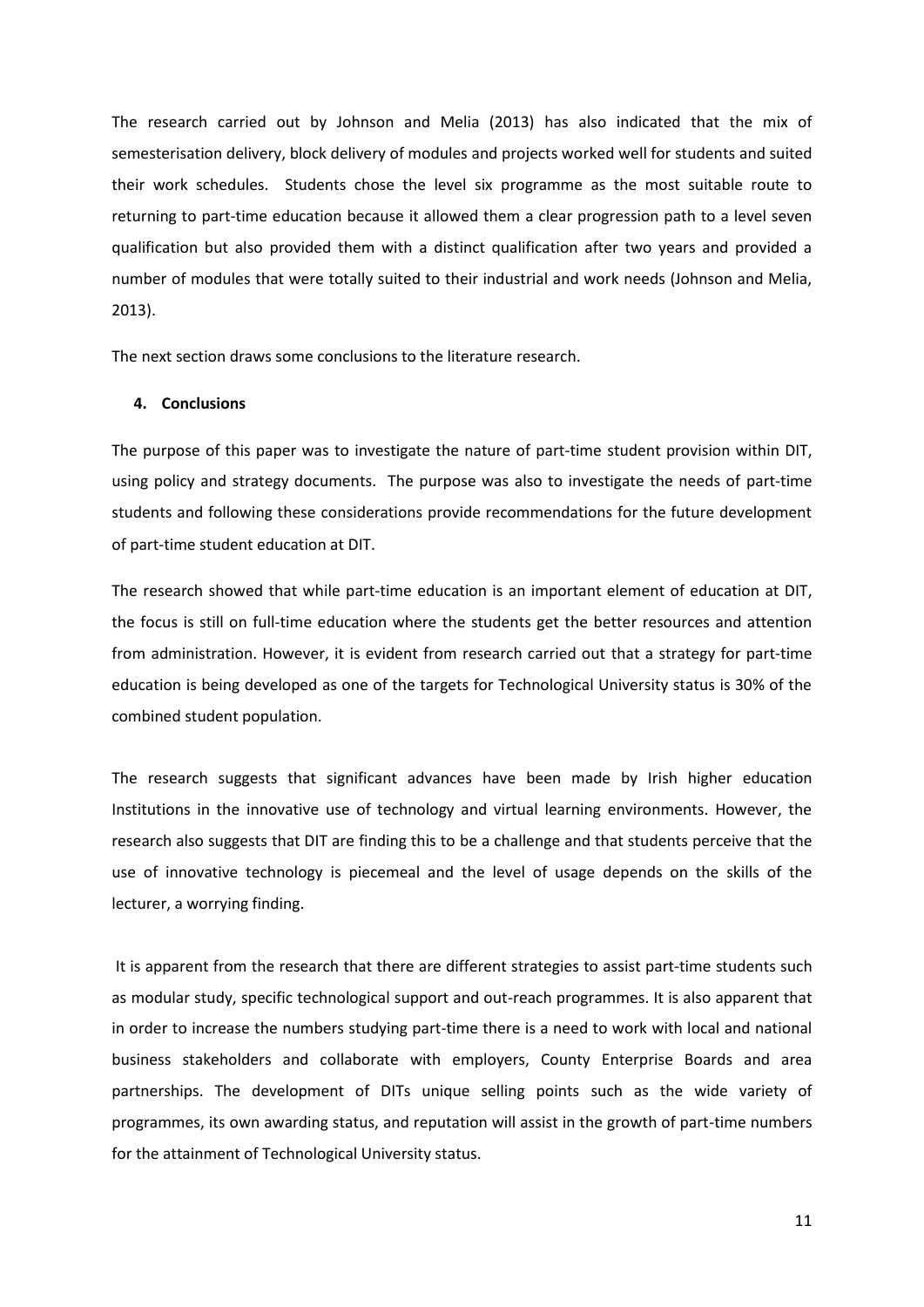The research carried out by Johnson and Melia (2013) has also indicated that the mix of semesterisation delivery, block delivery of modules and projects worked well for students and suited their work schedules. Students chose the level six programme as the most suitable route to returning to part-time education because it allowed them a clear progression path to a level seven qualification but also provided them with a distinct qualification after two years and provided a number of modules that were totally suited to their industrial and work needs (Johnson and Melia, 2013).

The next section draws some conclusions to the literature research.

## 4. Conclusions

The purpose of this paper was to investigate the nature of part-time student provision within DIT, using policy and strategy documents. The purpose was also to investigate the needs of part-time students and following these considerations provide recommendations for the future development of part-time student education at DIT.

The research showed that while part-time education is an important element of education at DIT, the focus is still on full-time education where the students get the better resources and attention from administration. However, it is evident from research carried out that a strategy for part-time education is being developed as one of the targets for Technological University status is 30% of the combined student population.

The research suggests that significant advances have been made by Irish higher education Institutions in the innovative use of technology and virtual learning environments. However, the research also suggests that DIT are finding this to be a challenge and that students perceive that the use of innovative technology is piecemeal and the level of usage depends on the skills of the lecturer, a worrying finding.

It is apparent from the research that there are different strategies to assist part-time students such as modular study, specific technological support and out-reach programmes. It is also apparent that in order to increase the numbers studying part-time there is a need to work with local and national business stakeholders and collaborate with employers, County Enterprise Boards and area partnerships. The development of DITs unique selling points such as the wide variety of programmes, its own awarding status, and reputation will assist in the growth of part-time numbers for the attainment of Technological University status.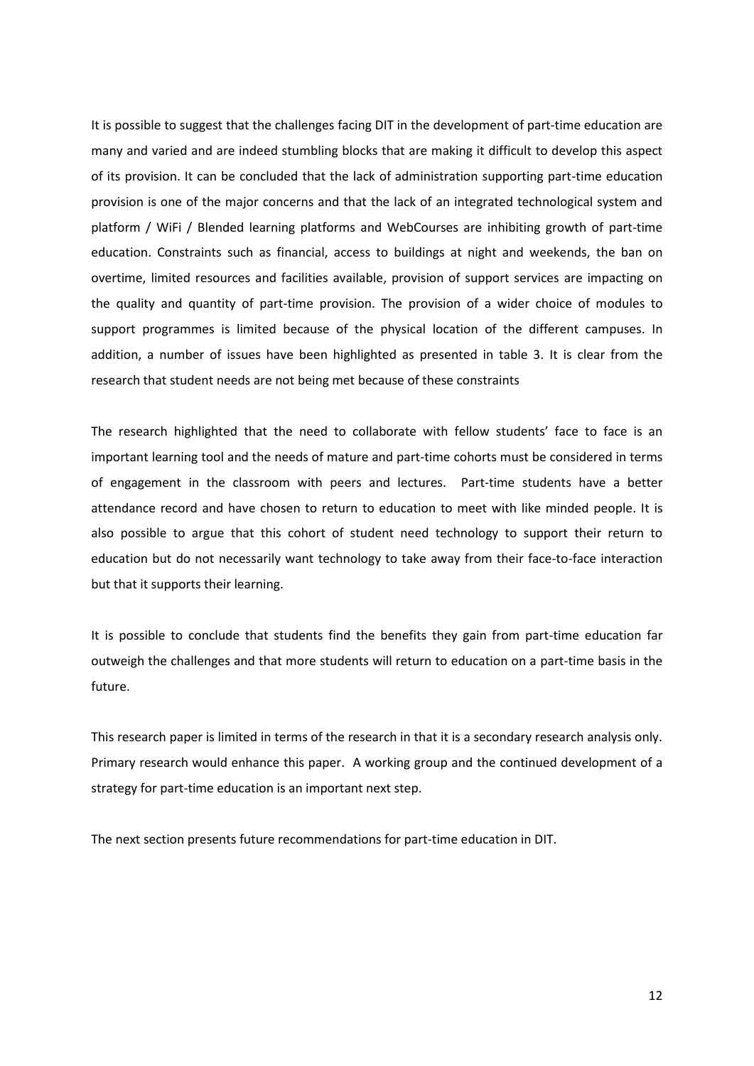It is possible to suggest that the challenges facing DIT in the development of part-time education are many and varied and are indeed stumbling blocks that are making it difficult to develop this aspect of its provision. It can be concluded that the lack of administration supporting part-time education provision is one of the major concerns and that the lack of an integrated technological system and platform / WiFi / Blended learning platforms and WebCourses are inhibiting growth of part-time education. Constraints such as financial, access to buildings at night and weekends, the ban on overtime, limited resources and facilities available, provision of support services are impacting on the quality and quantity of part-time provision. The provision of a wider choice of modules to support programmes is limited because of the physical location of the different campuses. In addition, a number of issues have been highlighted as presented in table 3. It is clear from the research that student needs are not being met because of these constraints

The research highlighted that the need to collaborate with fellow students' face to face is an important learning tool and the needs of mature and part-time cohorts must be considered in terms of engagement in the classroom with peers and lectures. Part-time students have a better attendance record and have chosen to return to education to meet with like minded people. It is also possible to argue that this cohort of student need technology to support their return to education but do not necessarily want technology to take away from their face-to-face interaction but that it supports their learning.

It is possible to conclude that students find the benefits they gain from part-time education far outweigh the challenges and that more students will return to education on a part-time basis in the future.

This research paper is limited in terms of the research in that it is a secondary research analysis only. Primary research would enhance this paper. A working group and the continued development of a strategy for part-time education is an important next step.

The next section presents future recommendations for part-time education in DIT.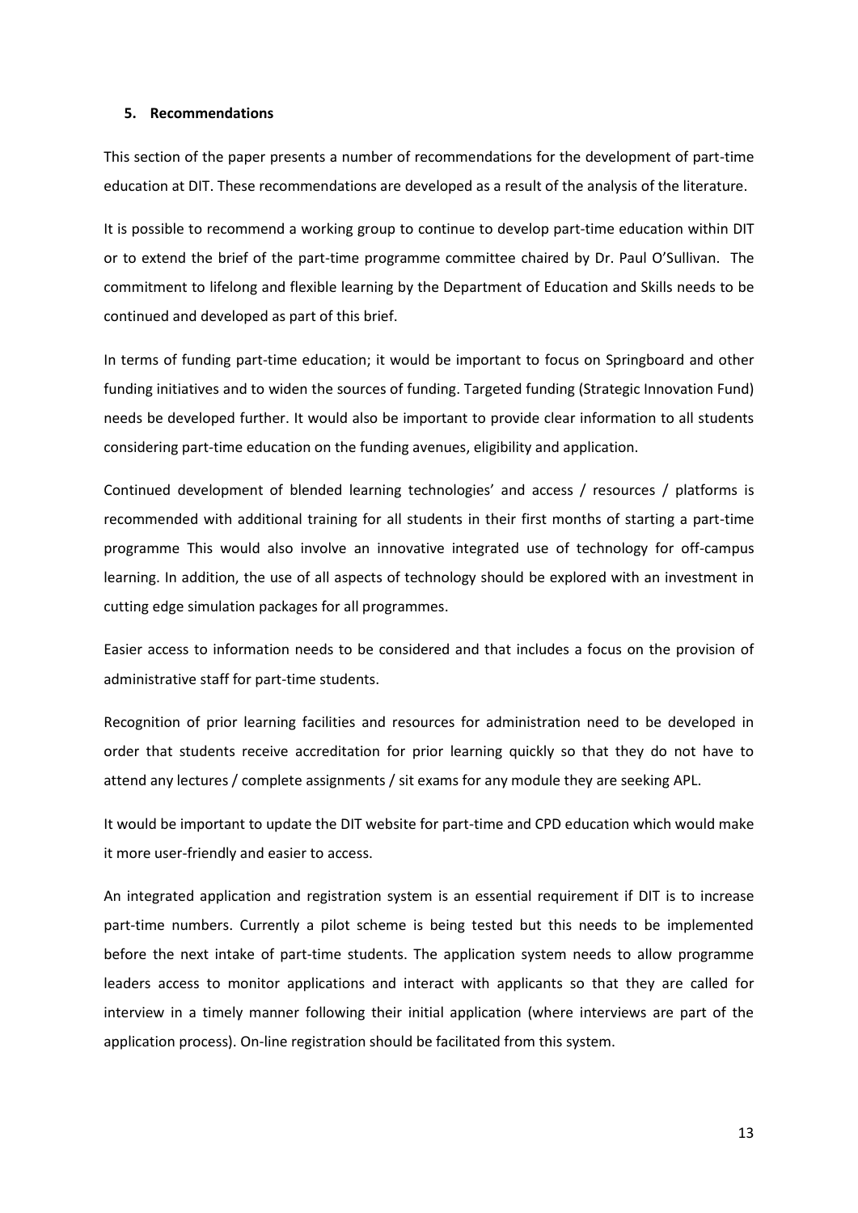### 5. Recommendations

This section of the paper presents a number of recommendations for the development of part-time education at DIT. These recommendations are developed as a result of the analysis of the literature.

It is possible to recommend a working group to continue to develop part-time education within DIT or to extend the brief of the part-time programme committee chaired by Dr. Paul O'Sullivan. The commitment to lifelong and flexible learning by the Department of Education and Skills needs to be continued and developed as part of this brief.

In terms of funding part-time education; it would be important to focus on Springboard and other funding initiatives and to widen the sources of funding. Targeted funding (Strategic Innovation Fund) needs be developed further. It would also be important to provide clear information to all students considering part-time education on the funding avenues, eligibility and application.

Continued development of blended learning technologies' and access / resources / platforms is recommended with additional training for all students in their first months of starting a part-time programme This would also involve an innovative integrated use of technology for off-campus learning. In addition, the use of all aspects of technology should be explored with an investment in cutting edge simulation packages for all programmes.

Easier access to information needs to be considered and that includes a focus on the provision of administrative staff for part-time students.

Recognition of prior learning facilities and resources for administration need to be developed in order that students receive accreditation for prior learning quickly so that they do not have to attend any lectures / complete assignments / sit exams for any module they are seeking APL.

It would be important to update the DIT website for part-time and CPD education which would make it more user-friendly and easier to access.

An integrated application and registration system is an essential requirement if DIT is to increase part-time numbers. Currently a pilot scheme is being tested but this needs to be implemented before the next intake of part-time students. The application system needs to allow programme leaders access to monitor applications and interact with applicants so that they are called for interview in a timely manner following their initial application (where interviews are part of the application process). On-line registration should be facilitated from this system.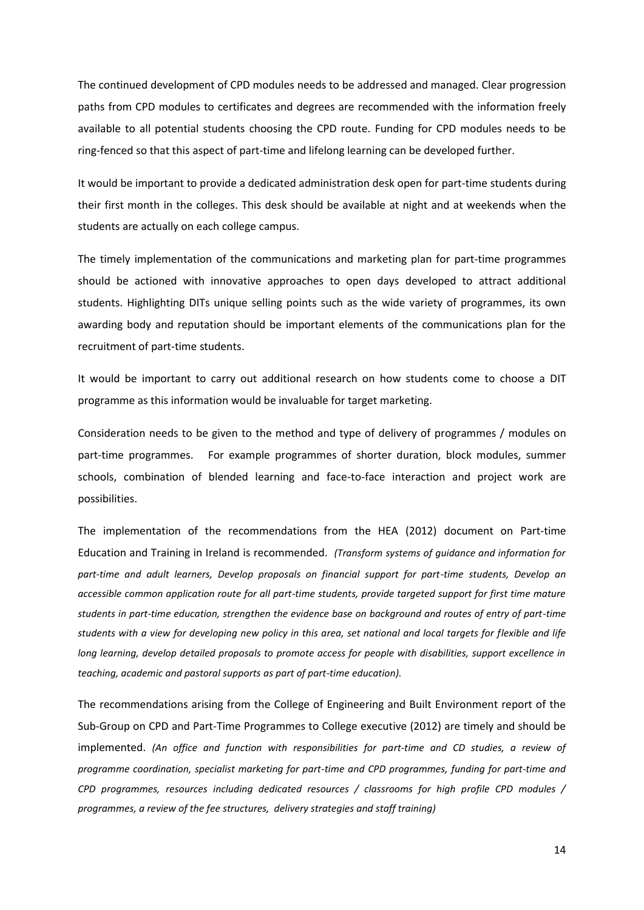The continued development of CPD modules needs to be addressed and managed. Clear progression paths from CPD modules to certificates and degrees are recommended with the information freely available to all potential students choosing the CPD route. Funding for CPD modules needs to be ring-fenced so that this aspect of part-time and lifelong learning can be developed further.

It would be important to provide a dedicated administration desk open for part-time students during their first month in the colleges. This desk should be available at night and at weekends when the students are actually on each college campus.

The timely implementation of the communications and marketing plan for part-time programmes should be actioned with innovative approaches to open days developed to attract additional students. Highlighting DITs unique selling points such as the wide variety of programmes, its own awarding body and reputation should be important elements of the communications plan for the recruitment of part-time students.

It would be important to carry out additional research on how students come to choose a DIT programme as this information would be invaluable for target marketing.

Consideration needs to be given to the method and type of delivery of programmes / modules on part-time programmes. For example programmes of shorter duration, block modules, summer schools, combination of blended learning and face-to-face interaction and project work are possibilities.

The implementation of the recommendations from the HEA (2012) document on Part-time Education and Training in Ireland is recommended. *(Transform systems of guidance and information for part-time and adult learners, Develop proposals on financial support for part-time students, Develop an accessible common application route for all part-time students, provide targeted support for first time mature students in part-time education, strengthen the evidence base on background and routes of entry of part-time students with a view for developing new policy in this area, set national and local targets for flexible and life long learning, develop detailed proposals to promote access for people with disabilities, support excellence in teaching, academic and pastoral supports as part of part-time education).*

The recommendations arising from the College of Engineering and Built Environment report of the Sub-Group on CPD and Part-Time Programmes to College executive (2012) are timely and should be implemented. *(An office and function with responsibilities for part-time and CD studies, a review of programme coordination, specialist marketing for part-time and CPD programmes, funding for part-time and CPD programmes, resources including dedicated resources / classrooms for high profile CPD modules / programmes, a review of the fee structures, delivery strategies and staff training)*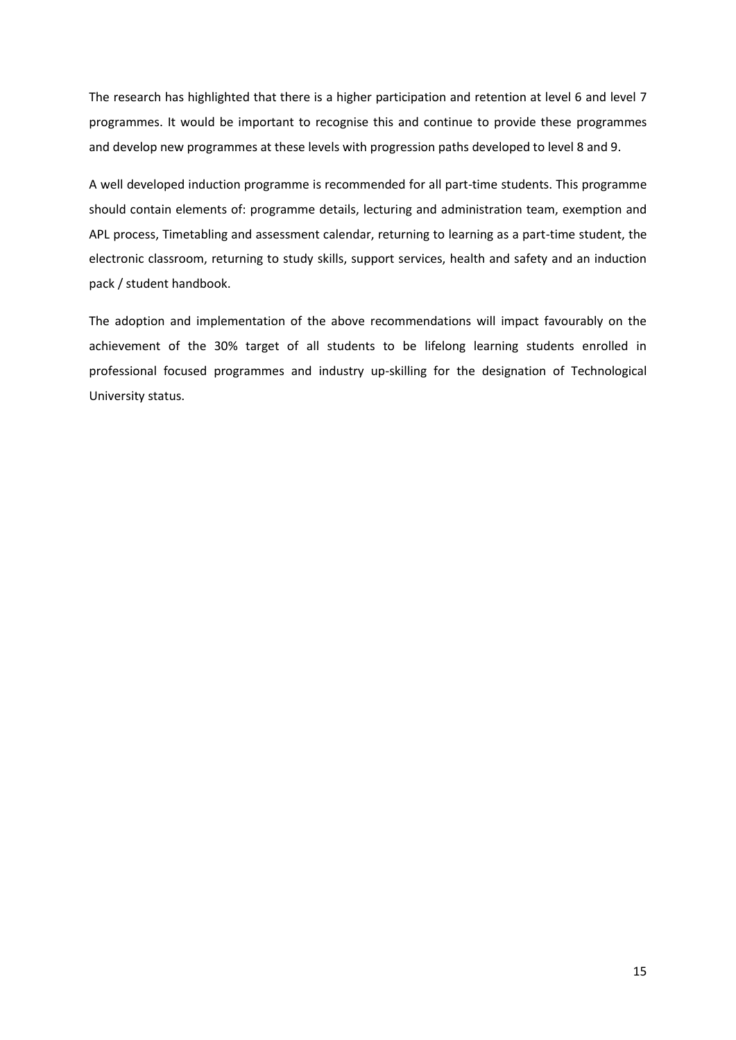The research has highlighted that there is a higher participation and retention at level 6 and level 7 programmes. It would be important to recognise this and continue to provide these programmes and develop new programmes at these levels with progression paths developed to level 8 and 9.

A well developed induction programme is recommended for all part-time students. This programme should contain elements of: programme details, lecturing and administration team, exemption and APL process, Timetabling and assessment calendar, returning to learning as a part-time student, the electronic classroom, returning to study skills, support services, health and safety and an induction pack / student handbook.

The adoption and implementation of the above recommendations will impact favourably on the achievement of the 30% target of all students to be lifelong learning students enrolled in professional focused programmes and industry up-skilling for the designation of Technological University status.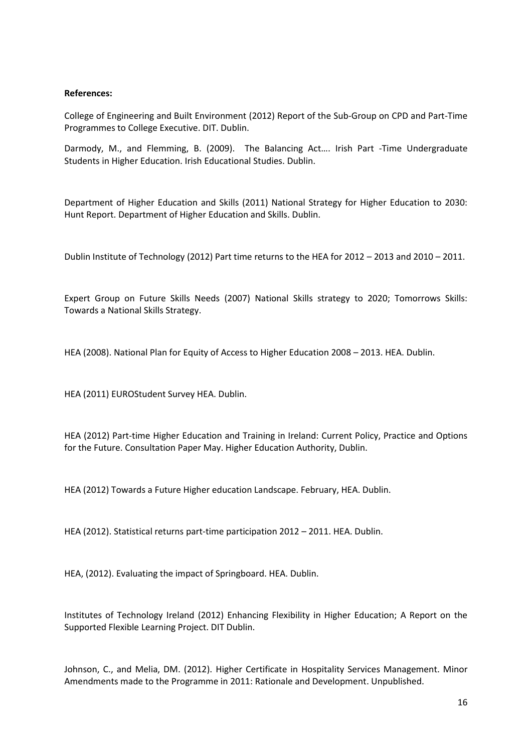**References:**

College of Engineering and Built Environment (2012) Report of the Sub-Group on CPD and Part-Time Programmes to College Executive. DIT. Dublin.

Darmody, M., and Flemming, B. (2009). The Balancing Act…. Irish Part -Time Undergraduate Students in Higher Education. Irish Educational Studies. Dublin.

Department of Higher Education and Skills (2011) National Strategy for Higher Education to 2030: Hunt Report. Department of Higher Education and Skills. Dublin.

Dublin Institute of Technology (2012) Part time returns to the HEA for 2012 – 2013 and 2010 – 2011.

Expert Group on Future Skills Needs (2007) National Skills strategy to 2020; Tomorrows Skills: Towards a National Skills Strategy.

HEA (2008). National Plan for Equity of Access to Higher Education 2008 – 2013. HEA. Dublin.

HEA (2011) EUROStudent Survey HEA. Dublin.

HEA (2012) Part-time Higher Education and Training in Ireland: Current Policy, Practice and Options for the Future. Consultation Paper May. Higher Education Authority, Dublin.

HEA (2012) Towards a Future Higher education Landscape. February, HEA. Dublin.

HEA (2012). Statistical returns part-time participation 2012 – 2011. HEA. Dublin.

HEA, (2012). Evaluating the impact of Springboard. HEA. Dublin.

Institutes of Technology Ireland (2012) Enhancing Flexibility in Higher Education; A Report on the Supported Flexible Learning Project. DIT Dublin.

Johnson, C., and Melia, DM. (2012). Higher Certificate in Hospitality Services Management. Minor Amendments made to the Programme in 2011: Rationale and Development. Unpublished.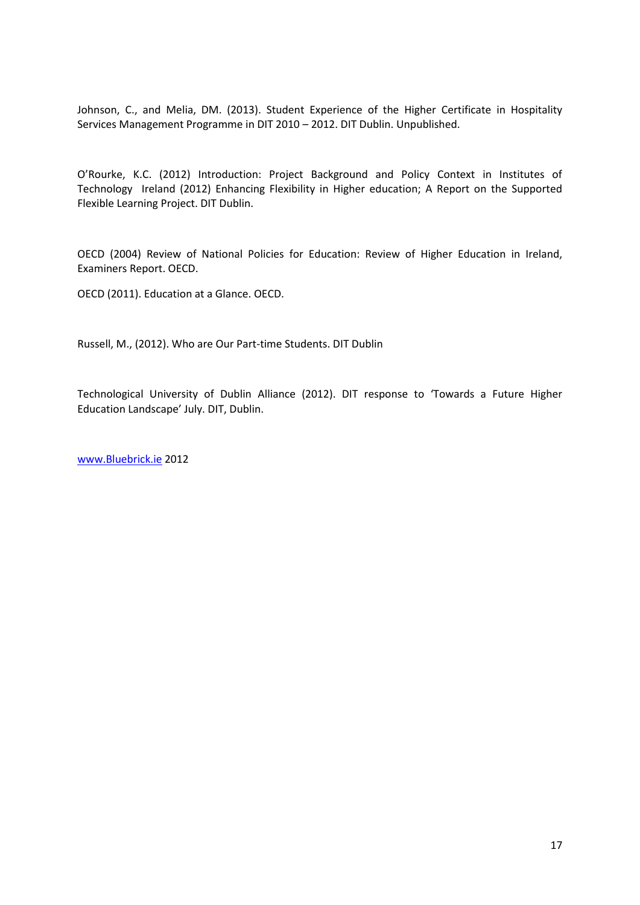Johnson, C., and Melia, DM. (2013). Student Experience of the Higher Certificate in Hospitality Services Management Programme in DIT 2010 – 2012. DIT Dublin. Unpublished.

O'Rourke, K.C. (2012) Introduction: Project Background and Policy Context in Institutes of Technology Ireland (2012) Enhancing Flexibility in Higher education; A Report on the Supported Flexible Learning Project. DIT Dublin.

OECD (2004) Review of National Policies for Education: Review of Higher Education in Ireland, Examiners Report. OECD.

OECD (2011). Education at a Glance. OECD.

Russell, M., (2012). Who are Our Part-time Students. DIT Dublin

Technological University of Dublin Alliance (2012). DIT response to 'Towards a Future Higher Education Landscape' July. DIT, Dublin.

www.Bluebrick.ie 2012